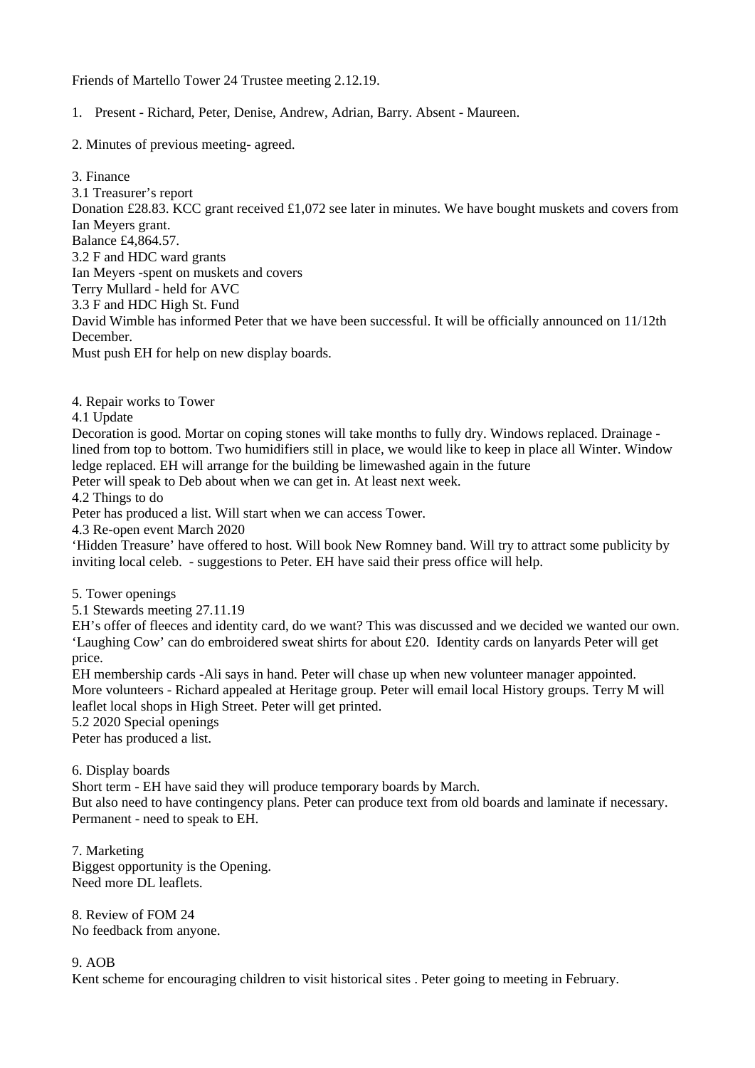Friends of Martello Tower 24 Trustee meeting 2.12.19.

1. Present - Richard, Peter, Denise, Andrew, Adrian, Barry. Absent - Maureen.

2. Minutes of previous meeting- agreed.

3. Finance
3.1 Treasurer's report
Donation £28.83. KCC grant received £1,072 see later in minutes. We have bought muskets and covers from Ian Meyers grant.
Balance £4,864.57.
3.2 F and HDC ward grants
Ian Meyers -spent on muskets and covers
Terry Mullard - held for AVC
3.3 F and HDC High St. Fund
David Wimble has informed Peter that we have been successful. It will be officially announced on 11/12th December.
Must push EH for help on new display boards.

4. Repair works to Tower
4.1 Update
Decoration is good. Mortar on coping stones will take months to fully dry. Windows replaced. Drainage - lined from top to bottom. Two humidifiers still in place, we would like to keep in place all Winter. Window ledge replaced. EH will arrange for the building be limewashed again in the future
Peter will speak to Deb about when we can get in. At least next week.
4.2 Things to do
Peter has produced a list. Will start when we can access Tower.
4.3 Re-open event March 2020
'Hidden Treasure' have offered to host. Will book New Romney band. Will try to attract some publicity by inviting local celeb. - suggestions to Peter. EH have said their press office will help.

5. Tower openings
5.1 Stewards meeting 27.11.19
EH's offer of fleeces and identity card, do we want? This was discussed and we decided we wanted our own. 'Laughing Cow' can do embroidered sweat shirts for about £20. Identity cards on lanyards Peter will get price.
EH membership cards -Ali says in hand. Peter will chase up when new volunteer manager appointed.
More volunteers - Richard appealed at Heritage group. Peter will email local History groups. Terry M will leaflet local shops in High Street. Peter will get printed.
5.2 2020 Special openings
Peter has produced a list.

6. Display boards
Short term - EH have said they will produce temporary boards by March.
But also need to have contingency plans. Peter can produce text from old boards and laminate if necessary.
Permanent - need to speak to EH.

7. Marketing
Biggest opportunity is the Opening.
Need more DL leaflets.

8. Review of FOM 24
No feedback from anyone.

9. AOB
Kent scheme for encouraging children to visit historical sites . Peter going to meeting in February.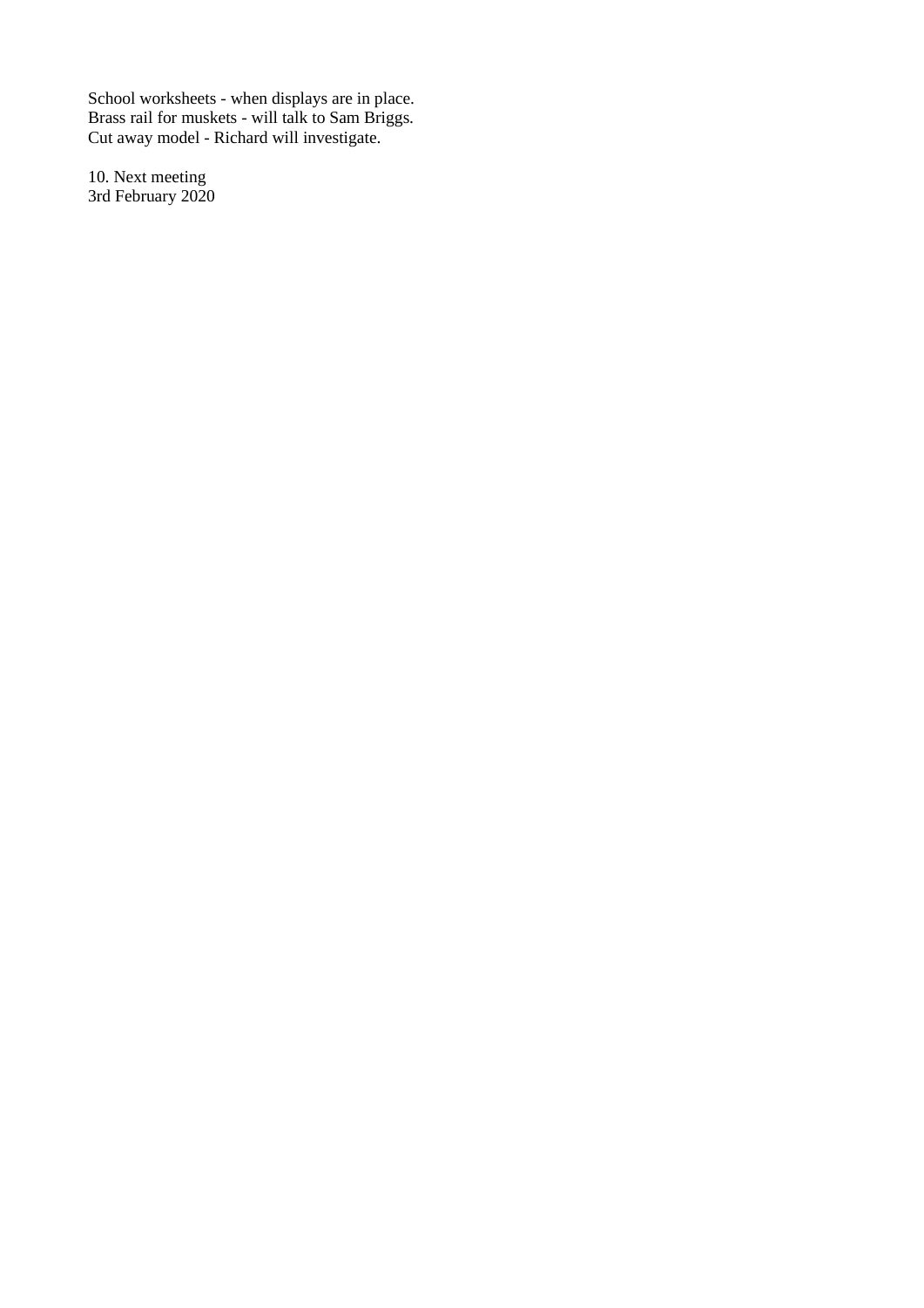School worksheets - when displays are in place.
Brass rail for muskets - will talk to Sam Briggs.
Cut away model - Richard will investigate.

10. Next meeting
3rd February 2020